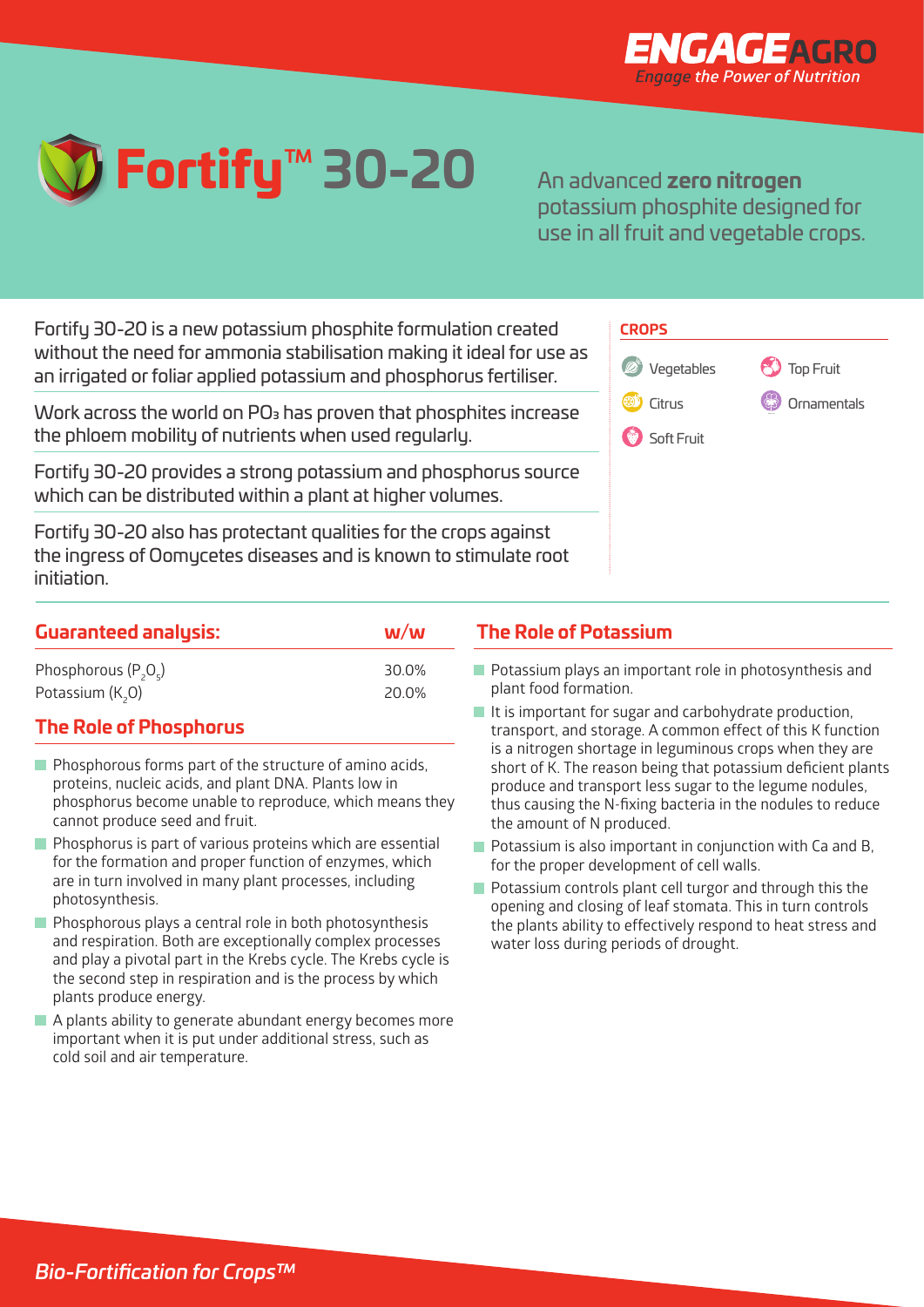ENGAGEAGRO
*Engage the Power of Nutrition*

# Fortify™ 30-20

An advanced **zero nitrogen** potassium phosphite designed for use in all fruit and vegetable crops.

Fortify 30-20 is a new potassium phosphite formulation created without the need for ammonia stabilisation making it ideal for use as an irrigated or foliar applied potassium and phosphorus fertiliser.

Work across the world on $PO_3$ has proven that phosphites increase the phloem mobility of nutrients when used regularly.

Fortify 30-20 provides a strong potassium and phosphorus source which can be distributed within a plant at higher volumes.

Fortify 30-20 also has protectant qualities for the crops against the ingress of Oomycetes diseases and is known to stimulate root initiation.

**CROPS**

- Vegetables
- Top Fruit
- Citrus
- Ornamentals
- Soft Fruit

## Guaranteed analysis:

| Guaranteed analysis: | w/w |
|---|---|
| Phosphorous ($P_2O_5$) | 30.0% |
| Potassium ($K_2O$) | 20.0% |

## The Role of Phosphorus

- Phosphorous forms part of the structure of amino acids, proteins, nucleic acids, and plant DNA. Plants low in phosphorus become unable to reproduce, which means they cannot produce seed and fruit.
- Phosphorus is part of various proteins which are essential for the formation and proper function of enzymes, which are in turn involved in many plant processes, including photosynthesis.
- Phosphorous plays a central role in both photosynthesis and respiration. Both are exceptionally complex processes and play a pivotal part in the Krebs cycle. The Krebs cycle is the second step in respiration and is the process by which plants produce energy.
- A plants ability to generate abundant energy becomes more important when it is put under additional stress, such as cold soil and air temperature.

## The Role of Potassium

- Potassium plays an important role in photosynthesis and plant food formation.
- It is important for sugar and carbohydrate production, transport, and storage. A common effect of this K function is a nitrogen shortage in leguminous crops when they are short of K. The reason being that potassium deficient plants produce and transport less sugar to the legume nodules, thus causing the N-fixing bacteria in the nodules to reduce the amount of N produced.
- Potassium is also important in conjunction with Ca and B, for the proper development of cell walls.
- Potassium controls plant cell turgor and through this the opening and closing of leaf stomata. This in turn controls the plants ability to effectively respond to heat stress and water loss during periods of drought.

*Bio-Fortification for Crops™*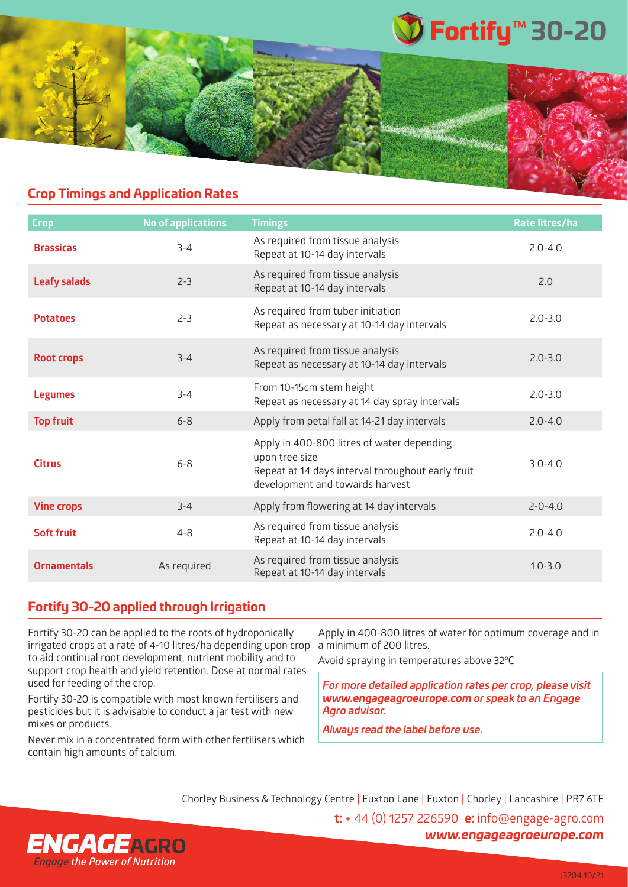# Fortify™ 30-20

## Crop Timings and Application Rates

| Crop | No of applications | Timings | Rate litres/ha |
|---|---|---|---|
| **Brassicas** | 3-4 | As required from tissue analysis<br>Repeat at 10-14 day intervals | 2.0-4.0 |
| **Leafy salads** | 2-3 | As required from tissue analysis<br>Repeat at 10-14 day intervals | 2.0 |
| **Potatoes** | 2-3 | As required from tuber initiation<br>Repeat as necessary at 10-14 day intervals | 2.0-3.0 |
| **Root crops** | 3-4 | As required from tissue analysis<br>Repeat as necessary at 10-14 day intervals | 2.0-3.0 |
| **Legumes** | 3-4 | From 10-15cm stem height<br>Repeat as necessary at 14 day spray intervals | 2.0-3.0 |
| **Top fruit** | 6-8 | Apply from petal fall at 14-21 day intervals | 2.0-4.0 |
| **Citrus** | 6-8 | Apply in 400-800 litres of water depending upon tree size<br>Repeat at 14 days interval throughout early fruit development and towards harvest | 3.0-4.0 |
| **Vine crops** | 3-4 | Apply from flowering at 14 day intervals | 2-0-4.0 |
| **Soft fruit** | 4-8 | As required from tissue analysis<br>Repeat at 10-14 day intervals | 2.0-4.0 |
| **Ornamentals** | As required | As required from tissue analysis<br>Repeat at 10-14 day intervals | 1.0-3.0 |

## Fortify 30-20 applied through Irrigation

Fortify 30-20 can be applied to the roots of hydroponically irrigated crops at a rate of 4-10 litres/ha depending upon crop to aid continual root development, nutrient mobility and to support crop health and yield retention. Dose at normal rates used for feeding of the crop.

Fortify 30-20 is compatible with most known fertilisers and pesticides but it is advisable to conduct a jar test with new mixes or products.

Never mix in a concentrated form with other fertilisers which contain high amounts of calcium.

Apply in 400-800 litres of water for optimum coverage and in a minimum of 200 litres.

Avoid spraying in temperatures above 32ºC

***For more detailed application rates per crop, please visit www.engageagroeurope.com or speak to an Engage Agro advisor.***

***Always read the label before use.***

Chorley Business & Technology Centre | Euxton Lane | Euxton | Chorley | Lancashire | PR7 6TE

**t:** + 44 (0) 1257 226590 **e:** info@engage-agro.com

***www.engageagroeurope.com***

ENGAGE AGRO
*Engage the Power of Nutrition*

J3704 10/21